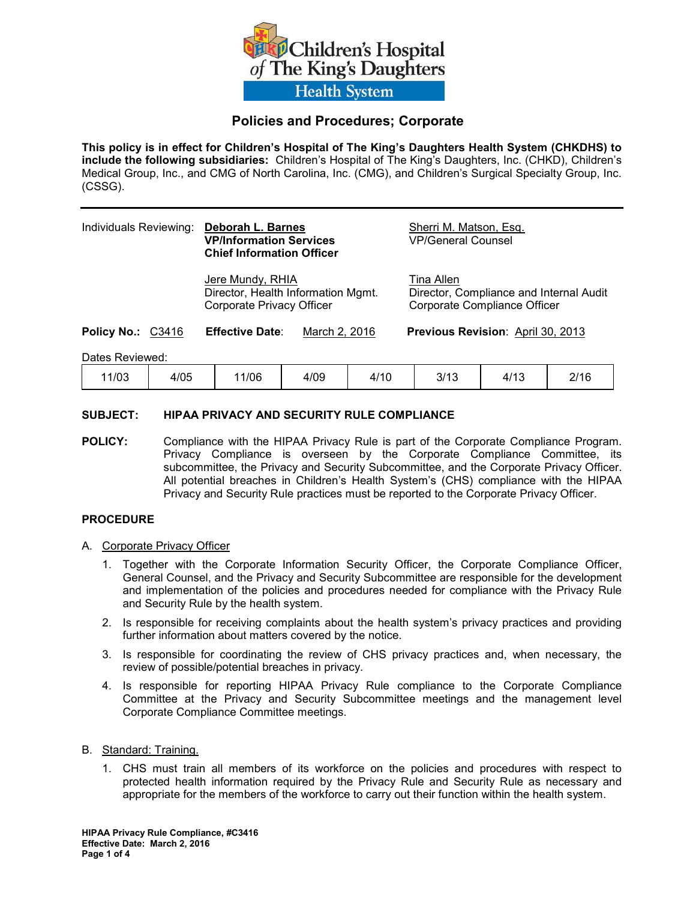Children's Hospital of The King's Daughters Health System

# Policies and Procedures; Corporate

**This policy is in effect for Children's Hospital of The King's Daughters Health System (CHKDHS) to include the following subsidiaries:** Children's Hospital of The King's Daughters, Inc. (CHKD), Children's Medical Group, Inc., and CMG of North Carolina, Inc. (CMG), and Children's Surgical Specialty Group, Inc. (CSSG).

---

Individuals Reviewing:

**Deborah L. Barnes**
**VP/Information Services**
**Chief Information Officer**

Sherri M. Matson, Esq.
VP/General Counsel

Jere Mundy, RHIA
Director, Health Information Mgmt.
Corporate Privacy Officer

Tina Allen
Director, Compliance and Internal Audit
Corporate Compliance Officer

**Policy No.:** C3416 **Effective Date**: March 2, 2016 **Previous Revision**: April 30, 2013

Dates Reviewed:

| 11/03 | 4/05 | 11/06 | 4/09 | 4/10 | 3/13 | 4/13 | 2/16 |
|---|---|---|---|---|---|---|---|

**SUBJECT:** **HIPAA PRIVACY AND SECURITY RULE COMPLIANCE**

**POLICY:** Compliance with the HIPAA Privacy Rule is part of the Corporate Compliance Program. Privacy Compliance is overseen by the Corporate Compliance Committee, its subcommittee, the Privacy and Security Subcommittee, and the Corporate Privacy Officer. All potential breaches in Children's Health System's (CHS) compliance with the HIPAA Privacy and Security Rule practices must be reported to the Corporate Privacy Officer.

## PROCEDURE

A. Corporate Privacy Officer

1. Together with the Corporate Information Security Officer, the Corporate Compliance Officer, General Counsel, and the Privacy and Security Subcommittee are responsible for the development and implementation of the policies and procedures needed for compliance with the Privacy Rule and Security Rule by the health system.
2. Is responsible for receiving complaints about the health system's privacy practices and providing further information about matters covered by the notice.
3. Is responsible for coordinating the review of CHS privacy practices and, when necessary, the review of possible/potential breaches in privacy.
4. Is responsible for reporting HIPAA Privacy Rule compliance to the Corporate Compliance Committee at the Privacy and Security Subcommittee meetings and the management level Corporate Compliance Committee meetings.

B. Standard: Training.

1. CHS must train all members of its workforce on the policies and procedures with respect to protected health information required by the Privacy Rule and Security Rule as necessary and appropriate for the members of the workforce to carry out their function within the health system.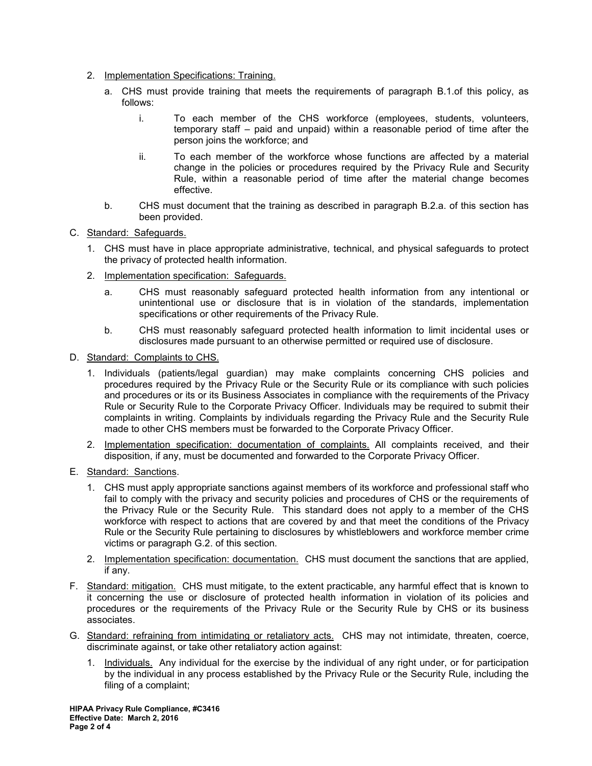2. Implementation Specifications: Training.

   a. CHS must provide training that meets the requirements of paragraph B.1.of this policy, as follows:

      i. To each member of the CHS workforce (employees, students, volunteers, temporary staff – paid and unpaid) within a reasonable period of time after the person joins the workforce; and

      ii. To each member of the workforce whose functions are affected by a material change in the policies or procedures required by the Privacy Rule and Security Rule, within a reasonable period of time after the material change becomes effective.

   b. CHS must document that the training as described in paragraph B.2.a. of this section has been provided.

C. Standard: Safeguards.

   1. CHS must have in place appropriate administrative, technical, and physical safeguards to protect the privacy of protected health information.

   2. Implementation specification: Safeguards.

      a. CHS must reasonably safeguard protected health information from any intentional or unintentional use or disclosure that is in violation of the standards, implementation specifications or other requirements of the Privacy Rule.

      b. CHS must reasonably safeguard protected health information to limit incidental uses or disclosures made pursuant to an otherwise permitted or required use of disclosure.

D. Standard: Complaints to CHS.

   1. Individuals (patients/legal guardian) may make complaints concerning CHS policies and procedures required by the Privacy Rule or the Security Rule or its compliance with such policies and procedures or its or its Business Associates in compliance with the requirements of the Privacy Rule or Security Rule to the Corporate Privacy Officer. Individuals may be required to submit their complaints in writing. Complaints by individuals regarding the Privacy Rule and the Security Rule made to other CHS members must be forwarded to the Corporate Privacy Officer.

   2. Implementation specification: documentation of complaints. All complaints received, and their disposition, if any, must be documented and forwarded to the Corporate Privacy Officer.

E. Standard: Sanctions.

   1. CHS must apply appropriate sanctions against members of its workforce and professional staff who fail to comply with the privacy and security policies and procedures of CHS or the requirements of the Privacy Rule or the Security Rule. This standard does not apply to a member of the CHS workforce with respect to actions that are covered by and that meet the conditions of the Privacy Rule or the Security Rule pertaining to disclosures by whistleblowers and workforce member crime victims or paragraph G.2. of this section.

   2. Implementation specification: documentation. CHS must document the sanctions that are applied, if any.

F. Standard: mitigation. CHS must mitigate, to the extent practicable, any harmful effect that is known to it concerning the use or disclosure of protected health information in violation of its policies and procedures or the requirements of the Privacy Rule or the Security Rule by CHS or its business associates.

G. Standard: refraining from intimidating or retaliatory acts. CHS may not intimidate, threaten, coerce, discriminate against, or take other retaliatory action against:

   1. Individuals. Any individual for the exercise by the individual of any right under, or for participation by the individual in any process established by the Privacy Rule or the Security Rule, including the filing of a complaint;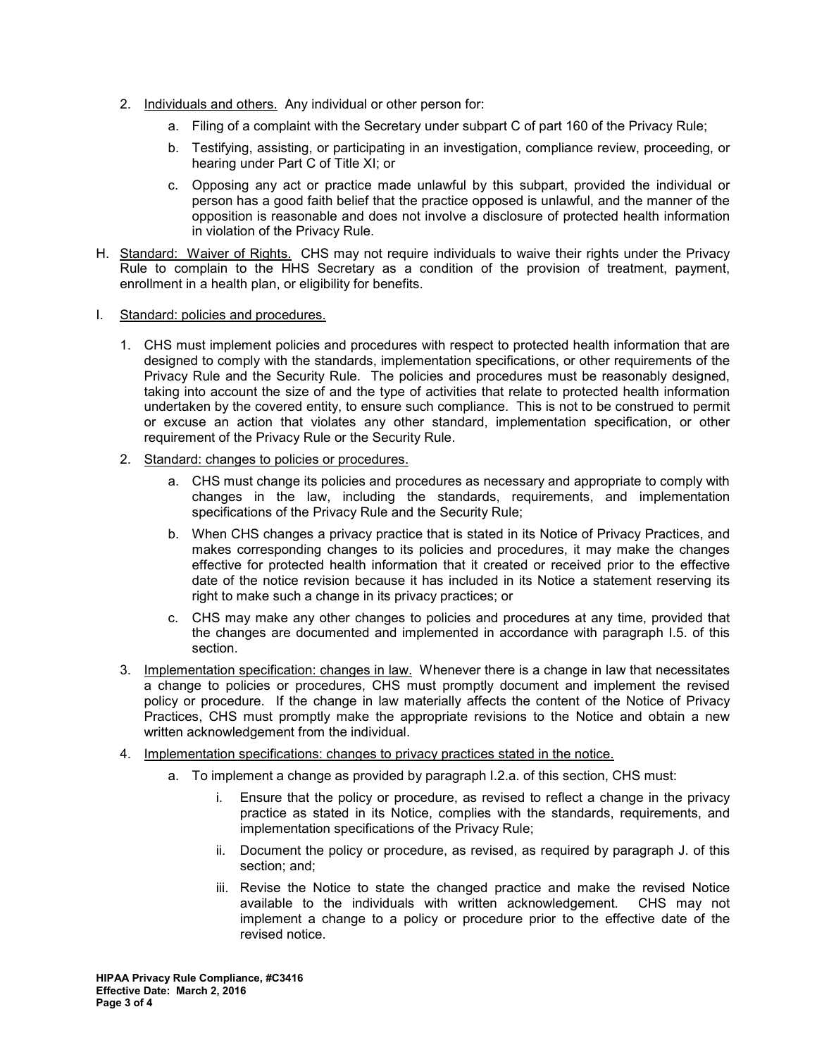2. Individuals and others. Any individual or other person for:

    a. Filing of a complaint with the Secretary under subpart C of part 160 of the Privacy Rule;

    b. Testifying, assisting, or participating in an investigation, compliance review, proceeding, or hearing under Part C of Title XI; or

    c. Opposing any act or practice made unlawful by this subpart, provided the individual or person has a good faith belief that the practice opposed is unlawful, and the manner of the opposition is reasonable and does not involve a disclosure of protected health information in violation of the Privacy Rule.

H. Standard: Waiver of Rights. CHS may not require individuals to waive their rights under the Privacy Rule to complain to the HHS Secretary as a condition of the provision of treatment, payment, enrollment in a health plan, or eligibility for benefits.

I. Standard: policies and procedures.

1. CHS must implement policies and procedures with respect to protected health information that are designed to comply with the standards, implementation specifications, or other requirements of the Privacy Rule and the Security Rule. The policies and procedures must be reasonably designed, taking into account the size of and the type of activities that relate to protected health information undertaken by the covered entity, to ensure such compliance. This is not to be construed to permit or excuse an action that violates any other standard, implementation specification, or other requirement of the Privacy Rule or the Security Rule.

2. Standard: changes to policies or procedures.

    a. CHS must change its policies and procedures as necessary and appropriate to comply with changes in the law, including the standards, requirements, and implementation specifications of the Privacy Rule and the Security Rule;

    b. When CHS changes a privacy practice that is stated in its Notice of Privacy Practices, and makes corresponding changes to its policies and procedures, it may make the changes effective for protected health information that it created or received prior to the effective date of the notice revision because it has included in its Notice a statement reserving its right to make such a change in its privacy practices; or

    c. CHS may make any other changes to policies and procedures at any time, provided that the changes are documented and implemented in accordance with paragraph I.5. of this section.

3. Implementation specification: changes in law. Whenever there is a change in law that necessitates a change to policies or procedures, CHS must promptly document and implement the revised policy or procedure. If the change in law materially affects the content of the Notice of Privacy Practices, CHS must promptly make the appropriate revisions to the Notice and obtain a new written acknowledgement from the individual.

4. Implementation specifications: changes to privacy practices stated in the notice.

    a. To implement a change as provided by paragraph I.2.a. of this section, CHS must:

        i. Ensure that the policy or procedure, as revised to reflect a change in the privacy practice as stated in its Notice, complies with the standards, requirements, and implementation specifications of the Privacy Rule;

        ii. Document the policy or procedure, as revised, as required by paragraph J. of this section; and;

        iii. Revise the Notice to state the changed practice and make the revised Notice available to the individuals with written acknowledgement. CHS may not implement a change to a policy or procedure prior to the effective date of the revised notice.

**HIPAA Privacy Rule Compliance, #C3416**
**Effective Date: March 2, 2016**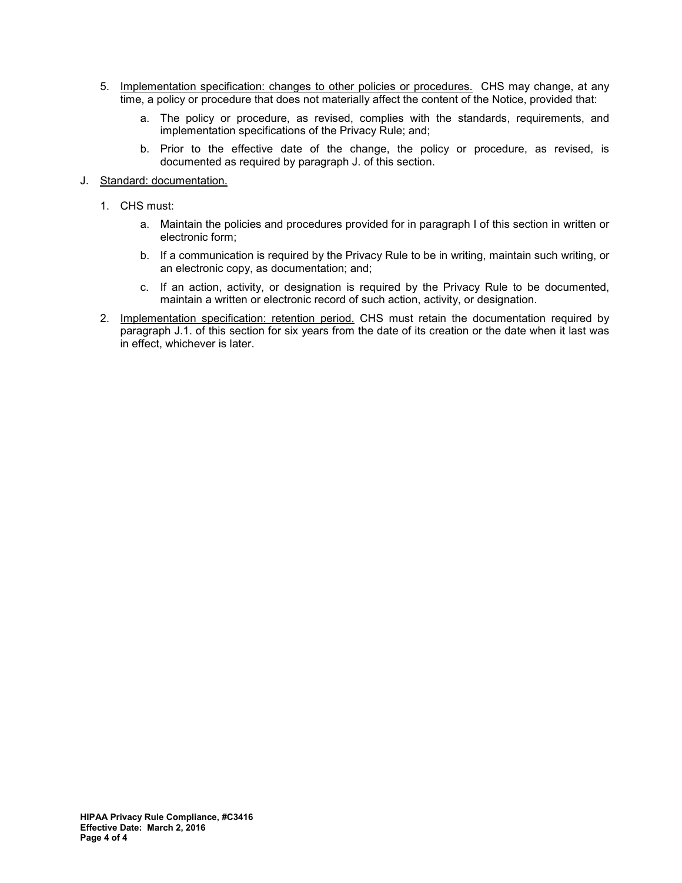5. Implementation specification: changes to other policies or procedures. CHS may change, at any time, a policy or procedure that does not materially affect the content of the Notice, provided that:

    a. The policy or procedure, as revised, complies with the standards, requirements, and implementation specifications of the Privacy Rule; and;

    b. Prior to the effective date of the change, the policy or procedure, as revised, is documented as required by paragraph J. of this section.

J. Standard: documentation.

1. CHS must:

    a. Maintain the policies and procedures provided for in paragraph I of this section in written or electronic form;

    b. If a communication is required by the Privacy Rule to be in writing, maintain such writing, or an electronic copy, as documentation; and;

    c. If an action, activity, or designation is required by the Privacy Rule to be documented, maintain a written or electronic record of such action, activity, or designation.

2. Implementation specification: retention period. CHS must retain the documentation required by paragraph J.1. of this section for six years from the date of its creation or the date when it last was in effect, whichever is later.